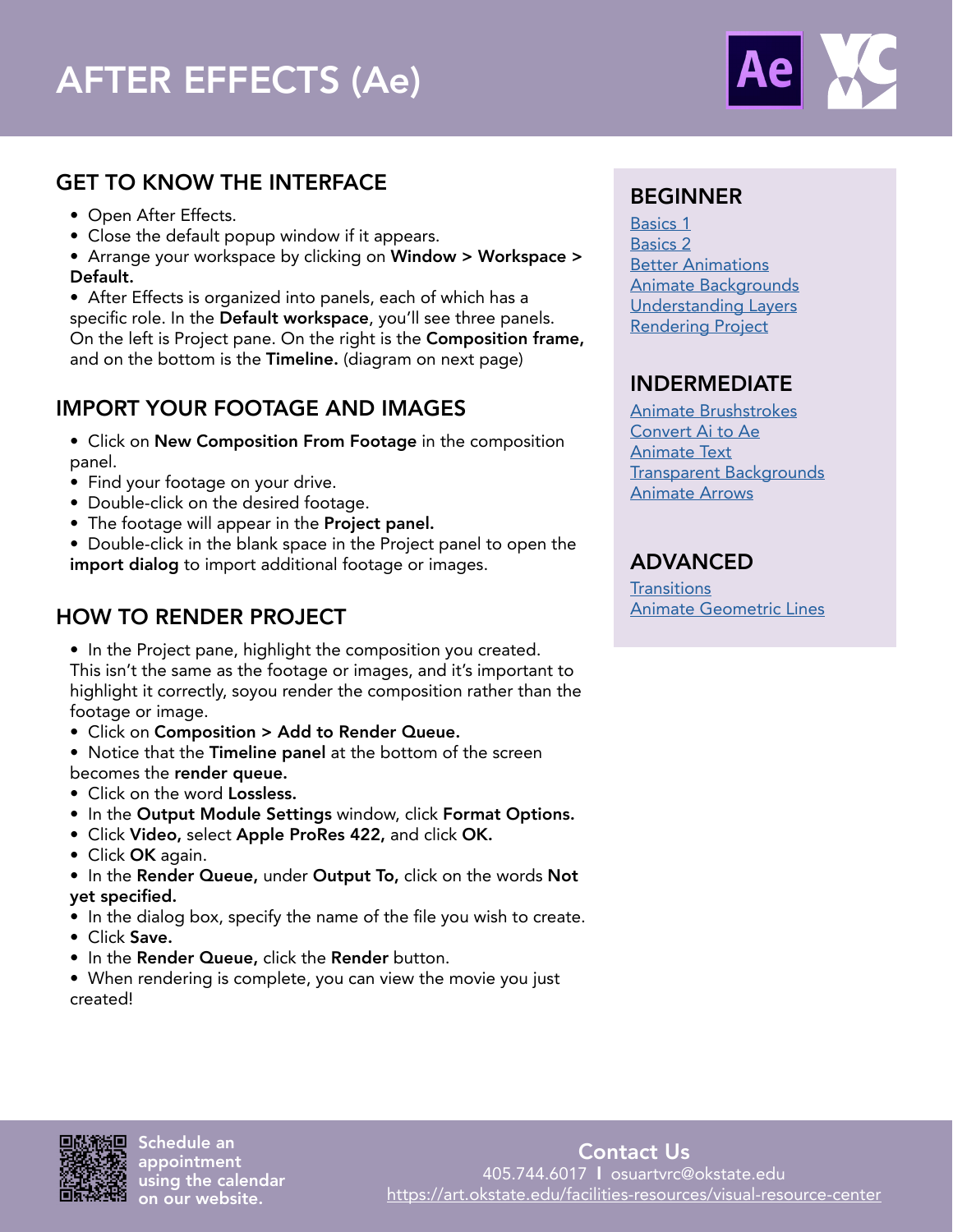# AFTER EFFECTS (Ae)

## GET TO KNOW THE INTERFACE

- Open After Effects.
- Close the default popup window if it appears.
- Arrange your workspace by clicking on **Window > Workspace > Default.**
- After Effects is organized into panels, each of which has a specific role. In the **Default workspace**, you'll see three panels. On the left is Project pane. On the right is the **Composition frame,** and on the bottom is the **Timeline.** (diagram on next page)

## IMPORT YOUR FOOTAGE AND IMAGES

- Click on **New Composition From Footage** in the composition panel.
- Find your footage on your drive.
- Double-click on the desired footage.
- The footage will appear in the **Project panel.**
- Double-click in the blank space in the Project panel to open the **import dialog** to import additional footage or images.

## HOW TO RENDER PROJECT

- In the Project pane, highlight the composition you created. This isn't the same as the footage or images, and it's important to highlight it correctly, soyou render the composition rather than the footage or image.
- Click on **Composition > Add to Render Queue.**
- Notice that the **Timeline panel** at the bottom of the screen becomes the **render queue.**
- Click on the word **Lossless.**
- In the **Output Module Settings** window, click **Format Options.**
- Click **Video,** select **Apple ProRes 422,** and click **OK.**
- Click **OK** again.
- In the **Render Queue,** under **Output To,** click on the words **Not yet specified.**
- In the dialog box, specify the name of the file you wish to create.
- Click **Save.**
- In the **Render Queue,** click the **Render** button.
- When rendering is complete, you can view the movie you just created!

## BEGINNER

Basics 1
Basics 2
Better Animations
Animate Backgrounds
Understanding Layers
Rendering Project

## INTERMEDIATE

Animate Brushstrokes
Convert Ai to Ae
Animate Text
Transparent Backgrounds
Animate Arrows

## ADVANCED

Transitions
Animate Geometric Lines

Schedule an appointment using the calendar on our website.

**Contact Us**
405.744.6017 | osuartvrc@okstate.edu
https://art.okstate.edu/facilities-resources/visual-resource-center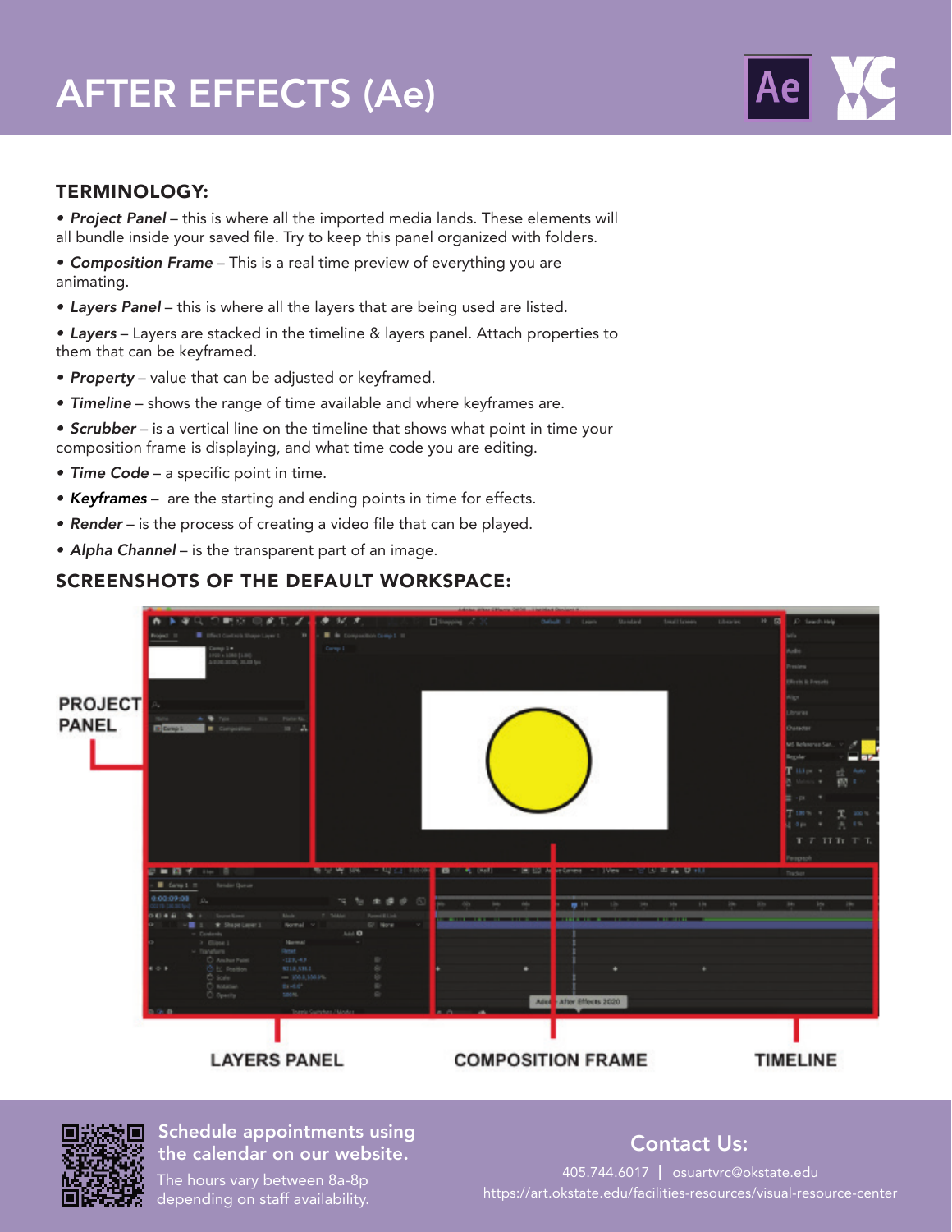# AFTER EFFECTS (Ae)

## TERMINOLOGY:

- ***Project Panel*** – this is where all the imported media lands. These elements will all bundle inside your saved file. Try to keep this panel organized with folders.
- ***Composition Frame*** – This is a real time preview of everything you are animating.
- ***Layers Panel*** – this is where all the layers that are being used are listed.
- ***Layers*** – Layers are stacked in the timeline & layers panel. Attach properties to them that can be keyframed.
- ***Property*** – value that can be adjusted or keyframed.
- ***Timeline*** – shows the range of time available and where keyframes are.
- ***Scrubber*** – is a vertical line on the timeline that shows what point in time your composition frame is displaying, and what time code you are editing.
- ***Time Code*** – a specific point in time.
- ***Keyframes*** – are the starting and ending points in time for effects.
- ***Render*** – is the process of creating a video file that can be played.
- ***Alpha Channel*** – is the transparent part of an image.

## SCREENSHOTS OF THE DEFAULT WORKSPACE:

PROJECT PANEL

LAYERS PANEL

COMPOSITION FRAME

TIMELINE

**Schedule appointments using the calendar on our website.**

The hours vary between 8a-8p depending on staff availability.

**Contact Us:**

405.744.6017 | osuartvrc@okstate.edu

https://art.okstate.edu/facilities-resources/visual-resource-center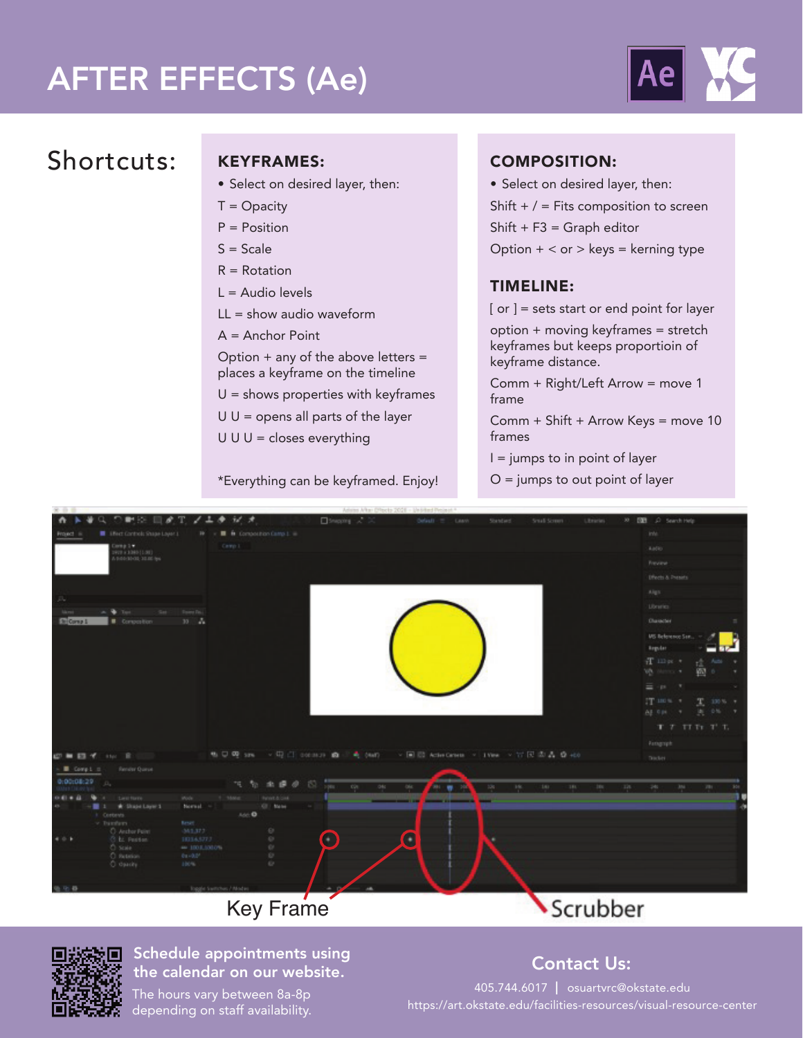# AFTER EFFECTS (Ae)

## Shortcuts:

### KEYFRAMES:

- Select on desired layer, then:

T = Opacity

P = Position

S = Scale

R = Rotation

L = Audio levels

LL = show audio waveform

A = Anchor Point

Option + any of the above letters = places a keyframe on the timeline

U = shows properties with keyframes

U U = opens all parts of the layer

U U U = closes everything

*Everything can be keyframed. Enjoy!

### COMPOSITION:

- Select on desired layer, then:

Shift + / = Fits composition to screen

Shift + F3 = Graph editor

Option + < or > keys = kerning type

### TIMELINE:

[ or ] = sets start or end point for layer

option + moving keyframes = stretch keyframes but keeps proportioin of keyframe distance.

Comm + Right/Left Arrow = move 1 frame

Comm + Shift + Arrow Keys = move 10 frames

I = jumps to in point of layer

O = jumps to out point of layer

Key Frame

Scrubber

**Schedule appointments using the calendar on our website.**

The hours vary between 8a-8p depending on staff availability.

**Contact Us:**

405.744.6017 | osuartvrc@okstate.edu

https://art.okstate.edu/facilities-resources/visual-resource-center